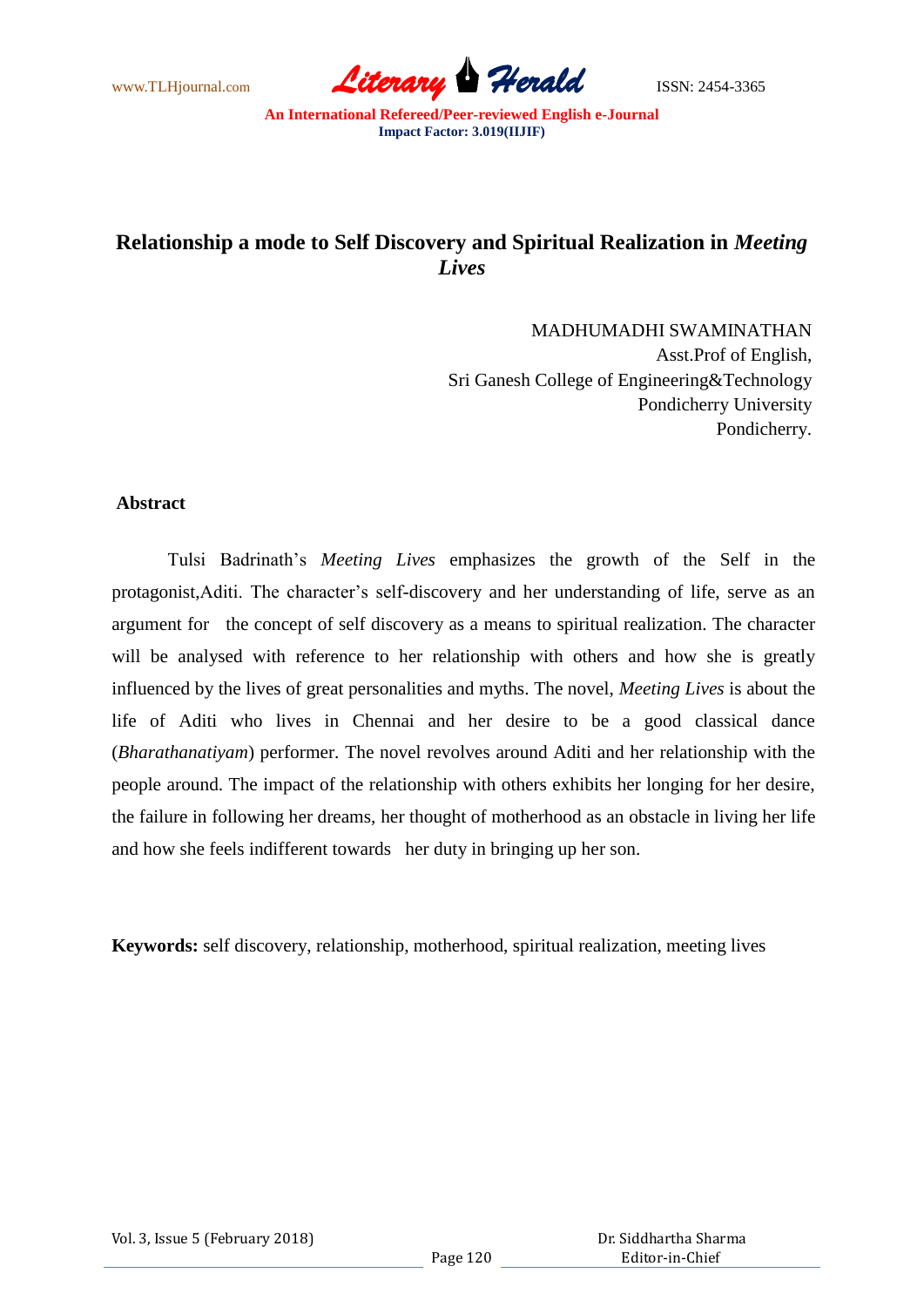# Relationship a mode to Self Discovery and Spiritual Realization in *Meeting Lives*

MADHUMADHI SWAMINATHAN
Asst.Prof of English,
Sri Ganesh College of Engineering&Technology
Pondicherry University
Pondicherry.

## Abstract

Tulsi Badrinath's *Meeting Lives* emphasizes the growth of the Self in the protagonist,Aditi. The character's self-discovery and her understanding of life, serve as an argument for the concept of self discovery as a means to spiritual realization. The character will be analysed with reference to her relationship with others and how she is greatly influenced by the lives of great personalities and myths. The novel, *Meeting Lives* is about the life of Aditi who lives in Chennai and her desire to be a good classical dance (*Bharathanatiyam*) performer. The novel revolves around Aditi and her relationship with the people around. The impact of the relationship with others exhibits her longing for her desire, the failure in following her dreams, her thought of motherhood as an obstacle in living her life and how she feels indifferent towards her duty in bringing up her son.

**Keywords:** self discovery, relationship, motherhood, spiritual realization, meeting lives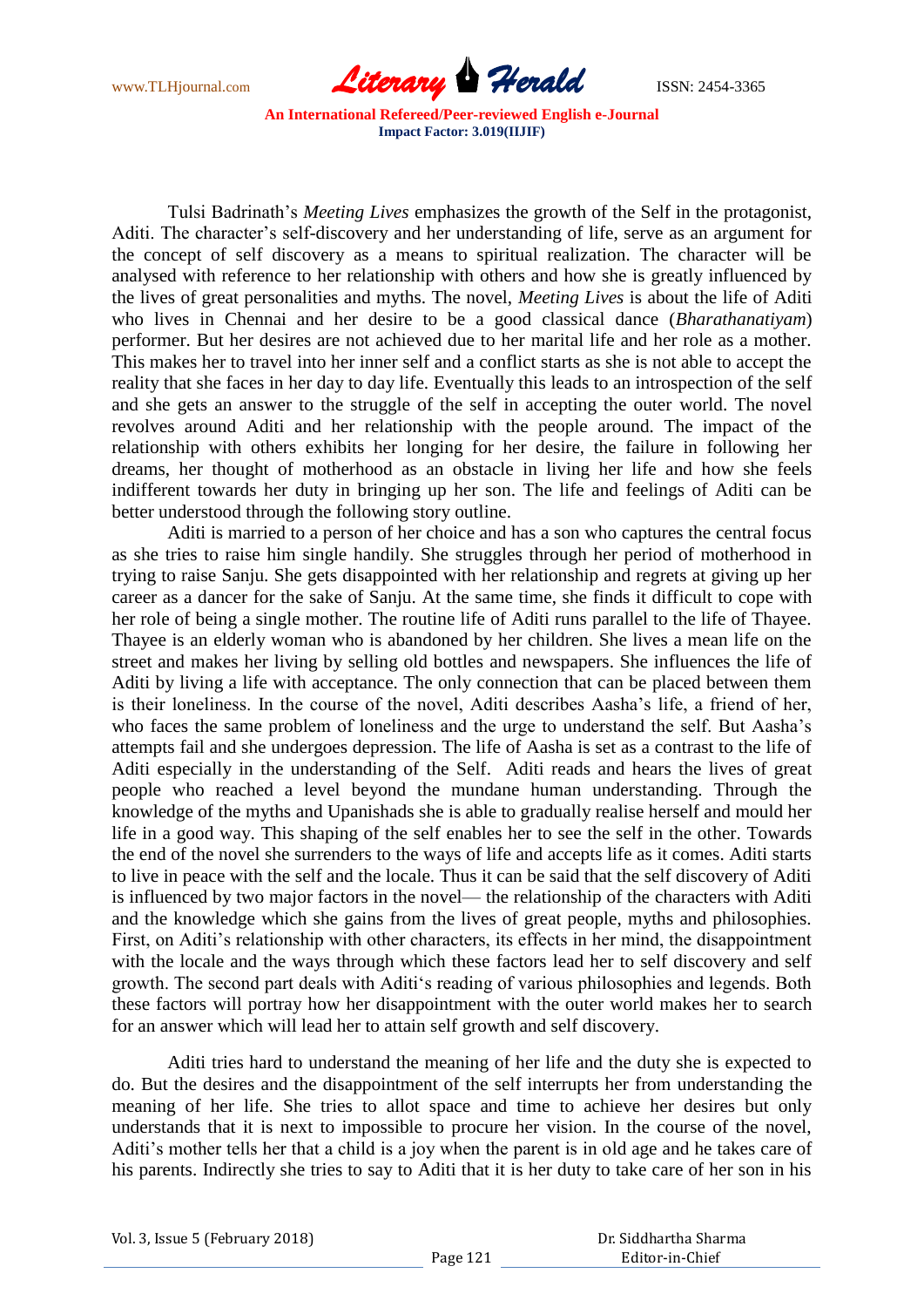Tulsi Badrinath's *Meeting Lives* emphasizes the growth of the Self in the protagonist, Aditi. The character's self-discovery and her understanding of life, serve as an argument for the concept of self discovery as a means to spiritual realization. The character will be analysed with reference to her relationship with others and how she is greatly influenced by the lives of great personalities and myths. The novel, *Meeting Lives* is about the life of Aditi who lives in Chennai and her desire to be a good classical dance (*Bharathanatiyam*) performer. But her desires are not achieved due to her marital life and her role as a mother. This makes her to travel into her inner self and a conflict starts as she is not able to accept the reality that she faces in her day to day life. Eventually this leads to an introspection of the self and she gets an answer to the struggle of the self in accepting the outer world. The novel revolves around Aditi and her relationship with the people around. The impact of the relationship with others exhibits her longing for her desire, the failure in following her dreams, her thought of motherhood as an obstacle in living her life and how she feels indifferent towards her duty in bringing up her son. The life and feelings of Aditi can be better understood through the following story outline.

Aditi is married to a person of her choice and has a son who captures the central focus as she tries to raise him single handily. She struggles through her period of motherhood in trying to raise Sanju. She gets disappointed with her relationship and regrets at giving up her career as a dancer for the sake of Sanju. At the same time, she finds it difficult to cope with her role of being a single mother. The routine life of Aditi runs parallel to the life of Thayee. Thayee is an elderly woman who is abandoned by her children. She lives a mean life on the street and makes her living by selling old bottles and newspapers. She influences the life of Aditi by living a life with acceptance. The only connection that can be placed between them is their loneliness. In the course of the novel, Aditi describes Aasha's life, a friend of her, who faces the same problem of loneliness and the urge to understand the self. But Aasha's attempts fail and she undergoes depression. The life of Aasha is set as a contrast to the life of Aditi especially in the understanding of the Self. Aditi reads and hears the lives of great people who reached a level beyond the mundane human understanding. Through the knowledge of the myths and Upanishads she is able to gradually realise herself and mould her life in a good way. This shaping of the self enables her to see the self in the other. Towards the end of the novel she surrenders to the ways of life and accepts life as it comes. Aditi starts to live in peace with the self and the locale. Thus it can be said that the self discovery of Aditi is influenced by two major factors in the novel— the relationship of the characters with Aditi and the knowledge which she gains from the lives of great people, myths and philosophies. First, on Aditi's relationship with other characters, its effects in her mind, the disappointment with the locale and the ways through which these factors lead her to self discovery and self growth. The second part deals with Aditi's reading of various philosophies and legends. Both these factors will portray how her disappointment with the outer world makes her to search for an answer which will lead her to attain self growth and self discovery.

Aditi tries hard to understand the meaning of her life and the duty she is expected to do. But the desires and the disappointment of the self interrupts her from understanding the meaning of her life. She tries to allot space and time to achieve her desires but only understands that it is next to impossible to procure her vision. In the course of the novel, Aditi's mother tells her that a child is a joy when the parent is in old age and he takes care of his parents. Indirectly she tries to say to Aditi that it is her duty to take care of her son in his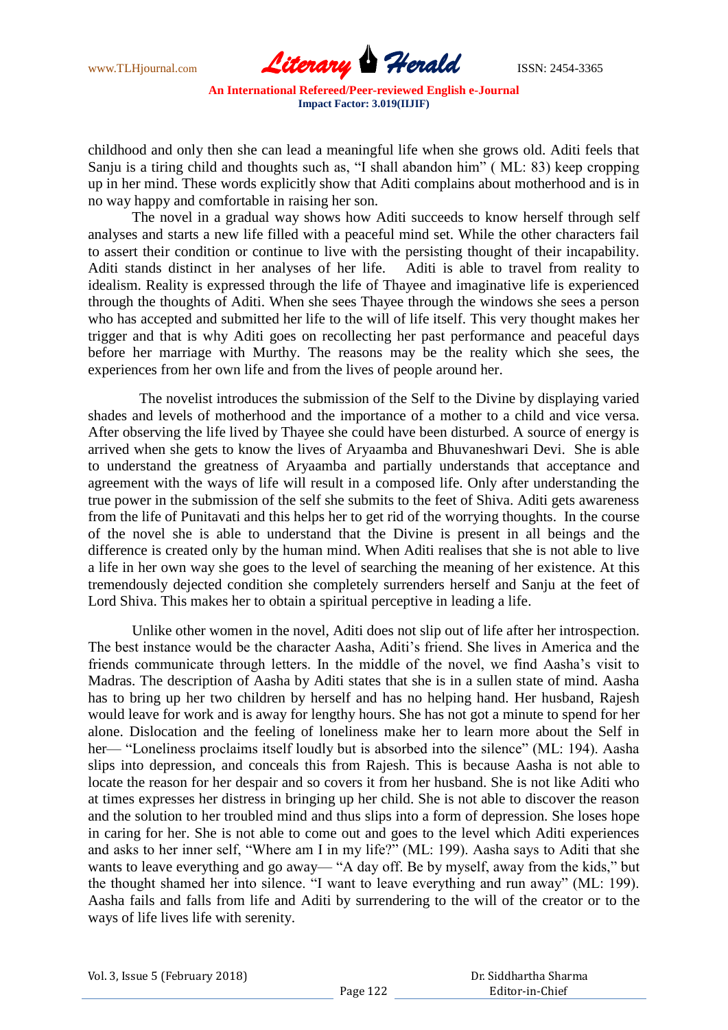childhood and only then she can lead a meaningful life when she grows old. Aditi feels that Sanju is a tiring child and thoughts such as, "I shall abandon him" ( ML: 83) keep cropping up in her mind. These words explicitly show that Aditi complains about motherhood and is in no way happy and comfortable in raising her son.

The novel in a gradual way shows how Aditi succeeds to know herself through self analyses and starts a new life filled with a peaceful mind set. While the other characters fail to assert their condition or continue to live with the persisting thought of their incapability. Aditi stands distinct in her analyses of her life. Aditi is able to travel from reality to idealism. Reality is expressed through the life of Thayee and imaginative life is experienced through the thoughts of Aditi. When she sees Thayee through the windows she sees a person who has accepted and submitted her life to the will of life itself. This very thought makes her trigger and that is why Aditi goes on recollecting her past performance and peaceful days before her marriage with Murthy. The reasons may be the reality which she sees, the experiences from her own life and from the lives of people around her.

The novelist introduces the submission of the Self to the Divine by displaying varied shades and levels of motherhood and the importance of a mother to a child and vice versa. After observing the life lived by Thayee she could have been disturbed. A source of energy is arrived when she gets to know the lives of Aryaamba and Bhuvaneshwari Devi. She is able to understand the greatness of Aryaamba and partially understands that acceptance and agreement with the ways of life will result in a composed life. Only after understanding the true power in the submission of the self she submits to the feet of Shiva. Aditi gets awareness from the life of Punitavati and this helps her to get rid of the worrying thoughts. In the course of the novel she is able to understand that the Divine is present in all beings and the difference is created only by the human mind. When Aditi realises that she is not able to live a life in her own way she goes to the level of searching the meaning of her existence. At this tremendously dejected condition she completely surrenders herself and Sanju at the feet of Lord Shiva. This makes her to obtain a spiritual perceptive in leading a life.

Unlike other women in the novel, Aditi does not slip out of life after her introspection. The best instance would be the character Aasha, Aditi's friend. She lives in America and the friends communicate through letters. In the middle of the novel, we find Aasha's visit to Madras. The description of Aasha by Aditi states that she is in a sullen state of mind. Aasha has to bring up her two children by herself and has no helping hand. Her husband, Rajesh would leave for work and is away for lengthy hours. She has not got a minute to spend for her alone. Dislocation and the feeling of loneliness make her to learn more about the Self in her— "Loneliness proclaims itself loudly but is absorbed into the silence" (ML: 194). Aasha slips into depression, and conceals this from Rajesh. This is because Aasha is not able to locate the reason for her despair and so covers it from her husband. She is not like Aditi who at times expresses her distress in bringing up her child. She is not able to discover the reason and the solution to her troubled mind and thus slips into a form of depression. She loses hope in caring for her. She is not able to come out and goes to the level which Aditi experiences and asks to her inner self, "Where am I in my life?" (ML: 199). Aasha says to Aditi that she wants to leave everything and go away— "A day off. Be by myself, away from the kids," but the thought shamed her into silence. "I want to leave everything and run away" (ML: 199). Aasha fails and falls from life and Aditi by surrendering to the will of the creator or to the ways of life lives life with serenity.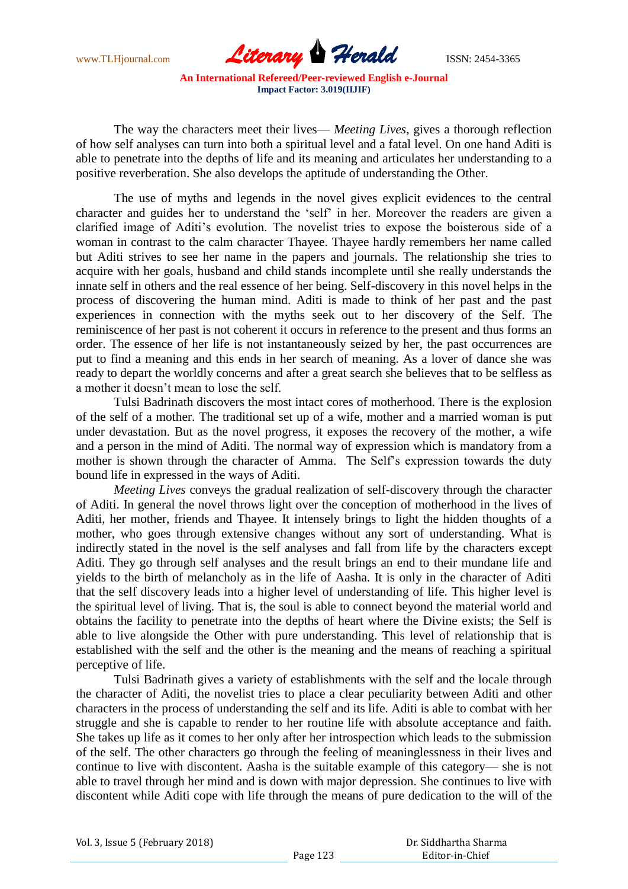The way the characters meet their lives— *Meeting Lives*, gives a thorough reflection of how self analyses can turn into both a spiritual level and a fatal level. On one hand Aditi is able to penetrate into the depths of life and its meaning and articulates her understanding to a positive reverberation. She also develops the aptitude of understanding the Other.

The use of myths and legends in the novel gives explicit evidences to the central character and guides her to understand the 'self' in her. Moreover the readers are given a clarified image of Aditi's evolution. The novelist tries to expose the boisterous side of a woman in contrast to the calm character Thayee. Thayee hardly remembers her name called but Aditi strives to see her name in the papers and journals. The relationship she tries to acquire with her goals, husband and child stands incomplete until she really understands the innate self in others and the real essence of her being. Self-discovery in this novel helps in the process of discovering the human mind. Aditi is made to think of her past and the past experiences in connection with the myths seek out to her discovery of the Self. The reminiscence of her past is not coherent it occurs in reference to the present and thus forms an order. The essence of her life is not instantaneously seized by her, the past occurrences are put to find a meaning and this ends in her search of meaning. As a lover of dance she was ready to depart the worldly concerns and after a great search she believes that to be selfless as a mother it doesn't mean to lose the self.

Tulsi Badrinath discovers the most intact cores of motherhood. There is the explosion of the self of a mother. The traditional set up of a wife, mother and a married woman is put under devastation. But as the novel progress, it exposes the recovery of the mother, a wife and a person in the mind of Aditi. The normal way of expression which is mandatory from a mother is shown through the character of Amma. The Self's expression towards the duty bound life in expressed in the ways of Aditi.

*Meeting Lives* conveys the gradual realization of self-discovery through the character of Aditi. In general the novel throws light over the conception of motherhood in the lives of Aditi, her mother, friends and Thayee. It intensely brings to light the hidden thoughts of a mother, who goes through extensive changes without any sort of understanding. What is indirectly stated in the novel is the self analyses and fall from life by the characters except Aditi. They go through self analyses and the result brings an end to their mundane life and yields to the birth of melancholy as in the life of Aasha. It is only in the character of Aditi that the self discovery leads into a higher level of understanding of life. This higher level is the spiritual level of living. That is, the soul is able to connect beyond the material world and obtains the facility to penetrate into the depths of heart where the Divine exists; the Self is able to live alongside the Other with pure understanding. This level of relationship that is established with the self and the other is the meaning and the means of reaching a spiritual perceptive of life.

Tulsi Badrinath gives a variety of establishments with the self and the locale through the character of Aditi, the novelist tries to place a clear peculiarity between Aditi and other characters in the process of understanding the self and its life. Aditi is able to combat with her struggle and she is capable to render to her routine life with absolute acceptance and faith. She takes up life as it comes to her only after her introspection which leads to the submission of the self. The other characters go through the feeling of meaninglessness in their lives and continue to live with discontent. Aasha is the suitable example of this category— she is not able to travel through her mind and is down with major depression. She continues to live with discontent while Aditi cope with life through the means of pure dedication to the will of the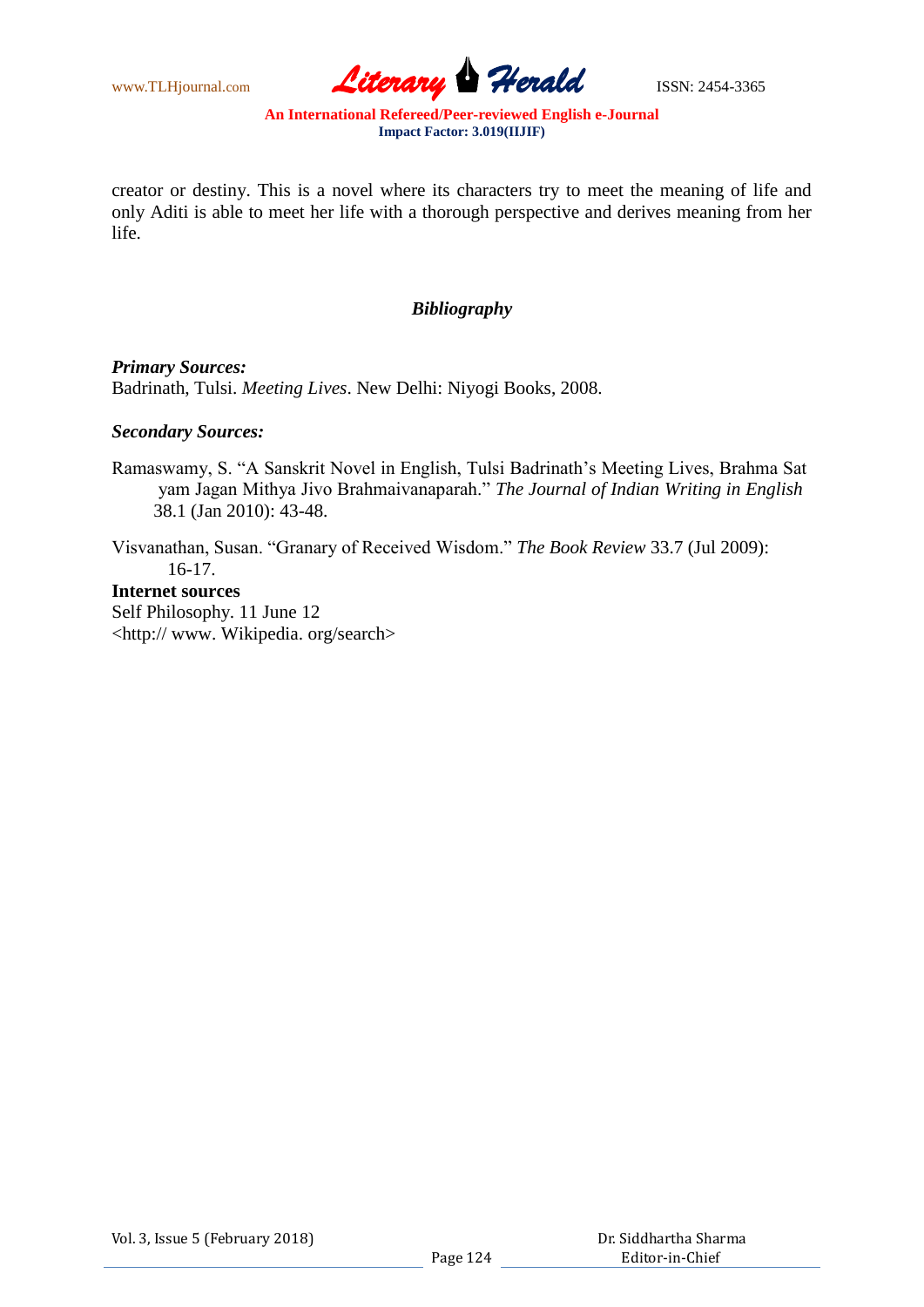creator or destiny. This is a novel where its characters try to meet the meaning of life and only Aditi is able to meet her life with a thorough perspective and derives meaning from her life.

## *Bibliography*

***Primary Sources:***

Badrinath, Tulsi. *Meeting Lives*. New Delhi: Niyogi Books, 2008.

***Secondary Sources:***

Ramaswamy, S. "A Sanskrit Novel in English, Tulsi Badrinath's Meeting Lives, Brahma Sat yam Jagan Mithya Jivo Brahmaivanaparah." *The Journal of Indian Writing in English* 38.1 (Jan 2010): 43-48.

Visvanathan, Susan. "Granary of Received Wisdom." *The Book Review* 33.7 (Jul 2009): 16-17.

**Internet sources**

Self Philosophy. 11 June 12
<http:// www. Wikipedia. org/search>